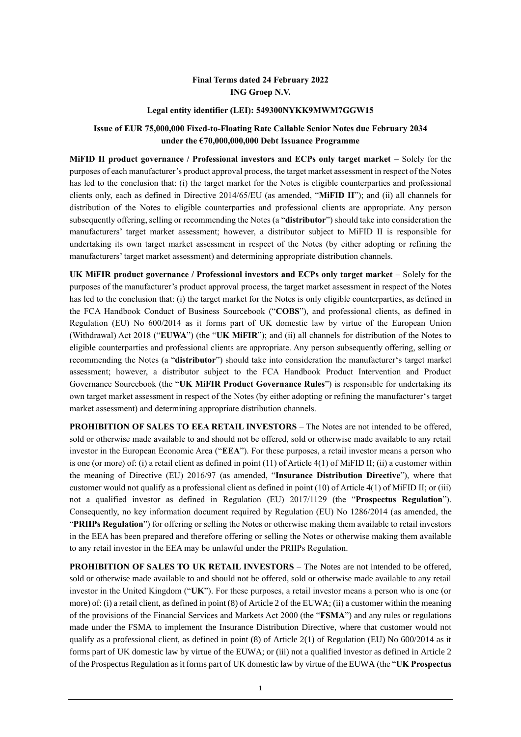**Final Terms dated 24 February 2022**
**ING Groep N.V.**

**Legal entity identifier (LEI): 549300NYKK9MWM7GGW15**

**Issue of EUR 75,000,000 Fixed-to-Floating Rate Callable Senior Notes due February 2034 under the €70,000,000,000 Debt Issuance Programme**

**MiFID II product governance / Professional investors and ECPs only target market** – Solely for the purposes of each manufacturer's product approval process, the target market assessment in respect of the Notes has led to the conclusion that: (i) the target market for the Notes is eligible counterparties and professional clients only, each as defined in Directive 2014/65/EU (as amended, "**MiFID II**"); and (ii) all channels for distribution of the Notes to eligible counterparties and professional clients are appropriate. Any person subsequently offering, selling or recommending the Notes (a "**distributor**") should take into consideration the manufacturers' target market assessment; however, a distributor subject to MiFID II is responsible for undertaking its own target market assessment in respect of the Notes (by either adopting or refining the manufacturers' target market assessment) and determining appropriate distribution channels.

**UK MiFIR product governance / Professional investors and ECPs only target market** – Solely for the purposes of the manufacturer's product approval process, the target market assessment in respect of the Notes has led to the conclusion that: (i) the target market for the Notes is only eligible counterparties, as defined in the FCA Handbook Conduct of Business Sourcebook ("**COBS**"), and professional clients, as defined in Regulation (EU) No 600/2014 as it forms part of UK domestic law by virtue of the European Union (Withdrawal) Act 2018 ("**EUWA**") (the "**UK MiFIR**"); and (ii) all channels for distribution of the Notes to eligible counterparties and professional clients are appropriate. Any person subsequently offering, selling or recommending the Notes (a "**distributor**") should take into consideration the manufacturer's target market assessment; however, a distributor subject to the FCA Handbook Product Intervention and Product Governance Sourcebook (the "**UK MiFIR Product Governance Rules**") is responsible for undertaking its own target market assessment in respect of the Notes (by either adopting or refining the manufacturer's target market assessment) and determining appropriate distribution channels.

**PROHIBITION OF SALES TO EEA RETAIL INVESTORS** – The Notes are not intended to be offered, sold or otherwise made available to and should not be offered, sold or otherwise made available to any retail investor in the European Economic Area ("**EEA**"). For these purposes, a retail investor means a person who is one (or more) of: (i) a retail client as defined in point (11) of Article 4(1) of MiFID II; (ii) a customer within the meaning of Directive (EU) 2016/97 (as amended, "**Insurance Distribution Directive**"), where that customer would not qualify as a professional client as defined in point (10) of Article 4(1) of MiFID II; or (iii) not a qualified investor as defined in Regulation (EU) 2017/1129 (the "**Prospectus Regulation**"). Consequently, no key information document required by Regulation (EU) No 1286/2014 (as amended, the "**PRIIPs Regulation**") for offering or selling the Notes or otherwise making them available to retail investors in the EEA has been prepared and therefore offering or selling the Notes or otherwise making them available to any retail investor in the EEA may be unlawful under the PRIIPs Regulation.

**PROHIBITION OF SALES TO UK RETAIL INVESTORS** – The Notes are not intended to be offered, sold or otherwise made available to and should not be offered, sold or otherwise made available to any retail investor in the United Kingdom ("**UK**"). For these purposes, a retail investor means a person who is one (or more) of: (i) a retail client, as defined in point (8) of Article 2 of the EUWA; (ii) a customer within the meaning of the provisions of the Financial Services and Markets Act 2000 (the "**FSMA**") and any rules or regulations made under the FSMA to implement the Insurance Distribution Directive, where that customer would not qualify as a professional client, as defined in point (8) of Article 2(1) of Regulation (EU) No 600/2014 as it forms part of UK domestic law by virtue of the EUWA; or (iii) not a qualified investor as defined in Article 2 of the Prospectus Regulation as it forms part of UK domestic law by virtue of the EUWA (the "**UK Prospectus**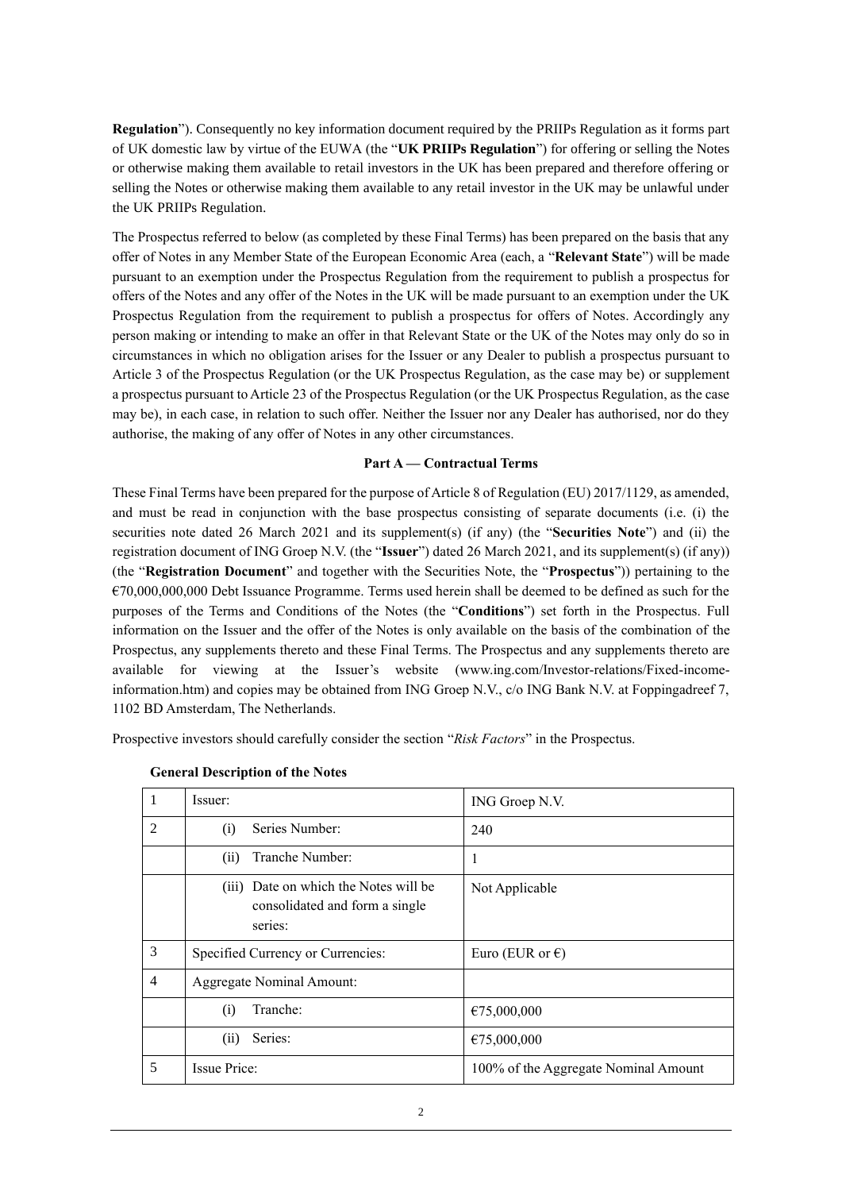**Regulation**"). Consequently no key information document required by the PRIIPs Regulation as it forms part of UK domestic law by virtue of the EUWA (the "**UK PRIIPs Regulation**") for offering or selling the Notes or otherwise making them available to retail investors in the UK has been prepared and therefore offering or selling the Notes or otherwise making them available to any retail investor in the UK may be unlawful under the UK PRIIPs Regulation.

The Prospectus referred to below (as completed by these Final Terms) has been prepared on the basis that any offer of Notes in any Member State of the European Economic Area (each, a "**Relevant State**") will be made pursuant to an exemption under the Prospectus Regulation from the requirement to publish a prospectus for offers of the Notes and any offer of the Notes in the UK will be made pursuant to an exemption under the UK Prospectus Regulation from the requirement to publish a prospectus for offers of Notes. Accordingly any person making or intending to make an offer in that Relevant State or the UK of the Notes may only do so in circumstances in which no obligation arises for the Issuer or any Dealer to publish a prospectus pursuant to Article 3 of the Prospectus Regulation (or the UK Prospectus Regulation, as the case may be) or supplement a prospectus pursuant to Article 23 of the Prospectus Regulation (or the UK Prospectus Regulation, as the case may be), in each case, in relation to such offer. Neither the Issuer nor any Dealer has authorised, nor do they authorise, the making of any offer of Notes in any other circumstances.

## Part A — Contractual Terms

These Final Terms have been prepared for the purpose of Article 8 of Regulation (EU) 2017/1129, as amended, and must be read in conjunction with the base prospectus consisting of separate documents (i.e. (i) the securities note dated 26 March 2021 and its supplement(s) (if any) (the "**Securities Note**") and (ii) the registration document of ING Groep N.V. (the "**Issuer**") dated 26 March 2021, and its supplement(s) (if any)) (the "**Registration Document**" and together with the Securities Note, the "**Prospectus**")) pertaining to the €70,000,000,000 Debt Issuance Programme. Terms used herein shall be deemed to be defined as such for the purposes of the Terms and Conditions of the Notes (the "**Conditions**") set forth in the Prospectus. Full information on the Issuer and the offer of the Notes is only available on the basis of the combination of the Prospectus, any supplements thereto and these Final Terms. The Prospectus and any supplements thereto are available for viewing at the Issuer's website (www.ing.com/Investor-relations/Fixed-income-information.htm) and copies may be obtained from ING Groep N.V., c/o ING Bank N.V. at Foppingadreef 7, 1102 BD Amsterdam, The Netherlands.

Prospective investors should carefully consider the section "*Risk Factors*" in the Prospectus.

**General Description of the Notes**

| | | |
|---|---|---|
| 1 | Issuer: | ING Groep N.V. |
| 2 | (i) Series Number: | 240 |
| | (ii) Tranche Number: | 1 |
| | (iii) Date on which the Notes will be consolidated and form a single series: | Not Applicable |
| 3 | Specified Currency or Currencies: | Euro (EUR or €) |
| 4 | Aggregate Nominal Amount: | |
| | (i) Tranche: | €75,000,000 |
| | (ii) Series: | €75,000,000 |
| 5 | Issue Price: | 100% of the Aggregate Nominal Amount |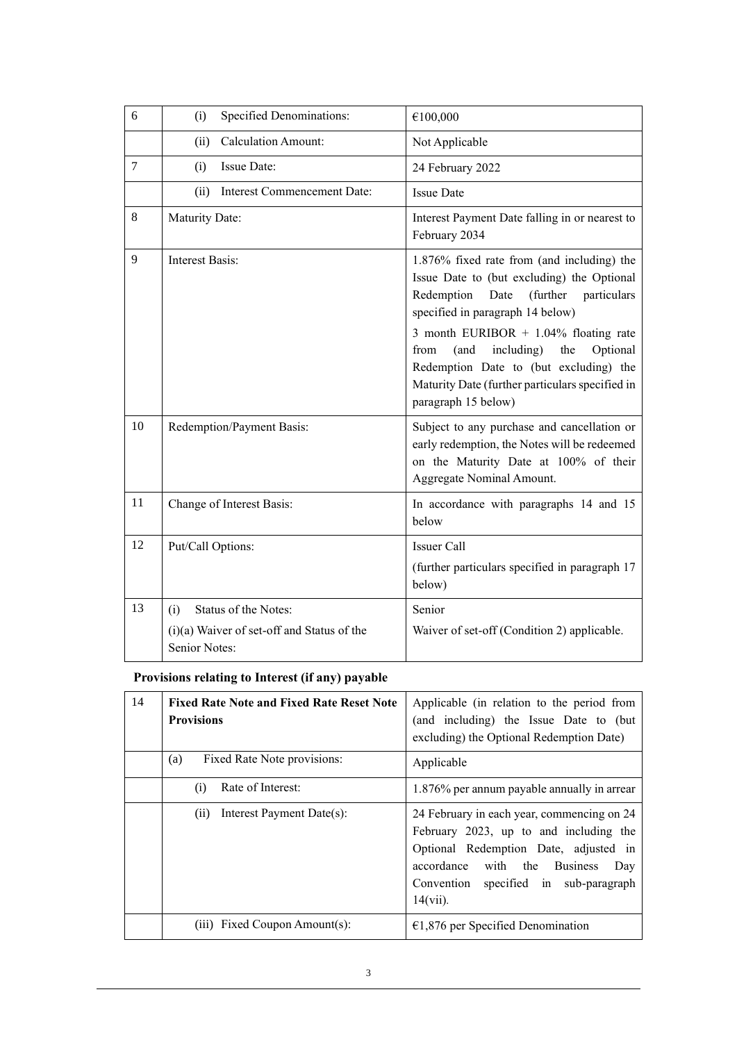| | | |
|---|---|---|
| 6 | (i) Specified Denominations: | €100,000 |
| | (ii) Calculation Amount: | Not Applicable |
| 7 | (i) Issue Date: | 24 February 2022 |
| | (ii) Interest Commencement Date: | Issue Date |
| 8 | Maturity Date: | Interest Payment Date falling in or nearest to February 2034 |
| 9 | Interest Basis: | 1.876% fixed rate from (and including) the Issue Date to (but excluding) the Optional Redemption Date (further particulars specified in paragraph 14 below)<br><br>3 month EURIBOR + 1.04% floating rate from (and including) the Optional Redemption Date to (but excluding) the Maturity Date (further particulars specified in paragraph 15 below) |
| 10 | Redemption/Payment Basis: | Subject to any purchase and cancellation or early redemption, the Notes will be redeemed on the Maturity Date at 100% of their Aggregate Nominal Amount. |
| 11 | Change of Interest Basis: | In accordance with paragraphs 14 and 15 below |
| 12 | Put/Call Options: | Issuer Call<br><br>(further particulars specified in paragraph 17 below) |
| 13 | (i) Status of the Notes:<br><br>(i)(a) Waiver of set-off and Status of the Senior Notes: | Senior<br><br>Waiver of set-off (Condition 2) applicable. |

**Provisions relating to Interest (if any) payable**

| | | |
|---|---|---|
| 14 | **Fixed Rate Note and Fixed Rate Reset Note Provisions** | Applicable (in relation to the period from (and including) the Issue Date to (but excluding) the Optional Redemption Date) |
| | (a) Fixed Rate Note provisions: | Applicable |
| | (i) Rate of Interest: | 1.876% per annum payable annually in arrear |
| | (ii) Interest Payment Date(s): | 24 February in each year, commencing on 24 February 2023, up to and including the Optional Redemption Date, adjusted in accordance with the Business Day Convention specified in sub-paragraph 14(vii). |
| | (iii) Fixed Coupon Amount(s): | €1,876 per Specified Denomination |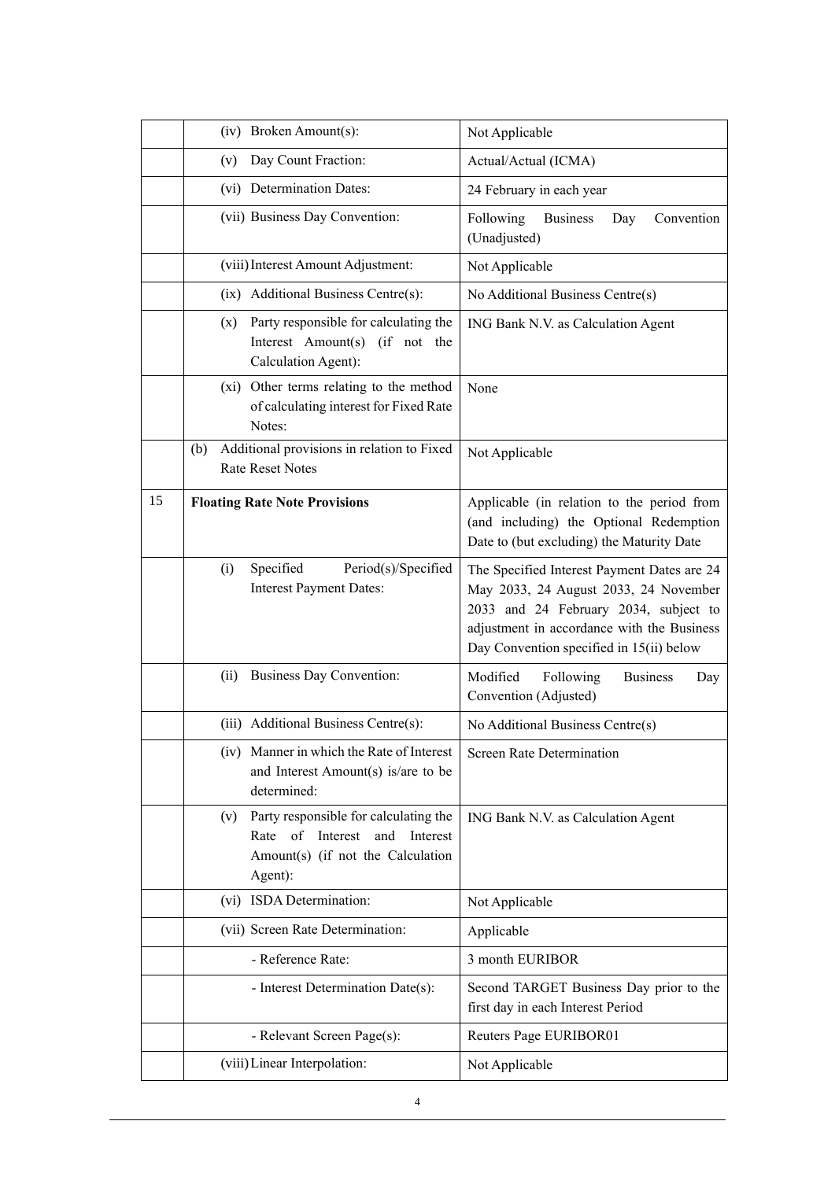| | | |
|---|---|---|
| | (iv) Broken Amount(s): | Not Applicable |
| | (v) Day Count Fraction: | Actual/Actual (ICMA) |
| | (vi) Determination Dates: | 24 February in each year |
| | (vii) Business Day Convention: | Following Business Day Convention (Unadjusted) |
| | (viii) Interest Amount Adjustment: | Not Applicable |
| | (ix) Additional Business Centre(s): | No Additional Business Centre(s) |
| | (x) Party responsible for calculating the Interest Amount(s) (if not the Calculation Agent): | ING Bank N.V. as Calculation Agent |
| | (xi) Other terms relating to the method of calculating interest for Fixed Rate Notes: | None |
| | (b) Additional provisions in relation to Fixed Rate Reset Notes | Not Applicable |
| 15 | **Floating Rate Note Provisions** | Applicable (in relation to the period from (and including) the Optional Redemption Date to (but excluding) the Maturity Date |
| | (i) Specified Period(s)/Specified Interest Payment Dates: | The Specified Interest Payment Dates are 24 May 2033, 24 August 2033, 24 November 2033 and 24 February 2034, subject to adjustment in accordance with the Business Day Convention specified in 15(ii) below |
| | (ii) Business Day Convention: | Modified Following Business Day Convention (Adjusted) |
| | (iii) Additional Business Centre(s): | No Additional Business Centre(s) |
| | (iv) Manner in which the Rate of Interest and Interest Amount(s) is/are to be determined: | Screen Rate Determination |
| | (v) Party responsible for calculating the Rate of Interest and Interest Amount(s) (if not the Calculation Agent): | ING Bank N.V. as Calculation Agent |
| | (vi) ISDA Determination: | Not Applicable |
| | (vii) Screen Rate Determination: | Applicable |
| | - Reference Rate: | 3 month EURIBOR |
| | - Interest Determination Date(s): | Second TARGET Business Day prior to the first day in each Interest Period |
| | - Relevant Screen Page(s): | Reuters Page EURIBOR01 |
| | (viii) Linear Interpolation: | Not Applicable |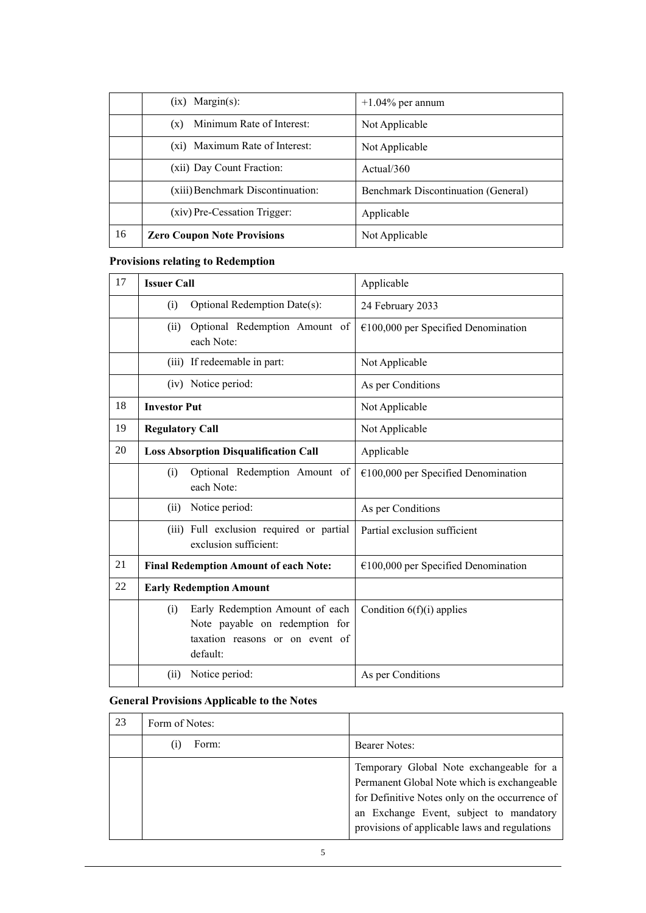| | | |
|---|---|---|
| | (ix) Margin(s): | +1.04% per annum |
| | (x) Minimum Rate of Interest: | Not Applicable |
| | (xi) Maximum Rate of Interest: | Not Applicable |
| | (xii) Day Count Fraction: | Actual/360 |
| | (xiii) Benchmark Discontinuation: | Benchmark Discontinuation (General) |
| | (xiv) Pre-Cessation Trigger: | Applicable |
| 16 | **Zero Coupon Note Provisions** | Not Applicable |

**Provisions relating to Redemption**

| | | |
|---|---|---|
| 17 | **Issuer Call** | Applicable |
| | (i) Optional Redemption Date(s): | 24 February 2033 |
| | (ii) Optional Redemption Amount of each Note: | €100,000 per Specified Denomination |
| | (iii) If redeemable in part: | Not Applicable |
| | (iv) Notice period: | As per Conditions |
| 18 | **Investor Put** | Not Applicable |
| 19 | **Regulatory Call** | Not Applicable |
| 20 | **Loss Absorption Disqualification Call** | Applicable |
| | (i) Optional Redemption Amount of each Note: | €100,000 per Specified Denomination |
| | (ii) Notice period: | As per Conditions |
| | (iii) Full exclusion required or partial exclusion sufficient: | Partial exclusion sufficient |
| 21 | **Final Redemption Amount of each Note:** | €100,000 per Specified Denomination |
| 22 | **Early Redemption Amount** | |
| | (i) Early Redemption Amount of each Note payable on redemption for taxation reasons or on event of default: | Condition 6(f)(i) applies |
| | (ii) Notice period: | As per Conditions |

**General Provisions Applicable to the Notes**

| | | |
|---|---|---|
| 23 | Form of Notes: | |
| | (i) Form: | Bearer Notes: |
| | | Temporary Global Note exchangeable for a Permanent Global Note which is exchangeable for Definitive Notes only on the occurrence of an Exchange Event, subject to mandatory provisions of applicable laws and regulations |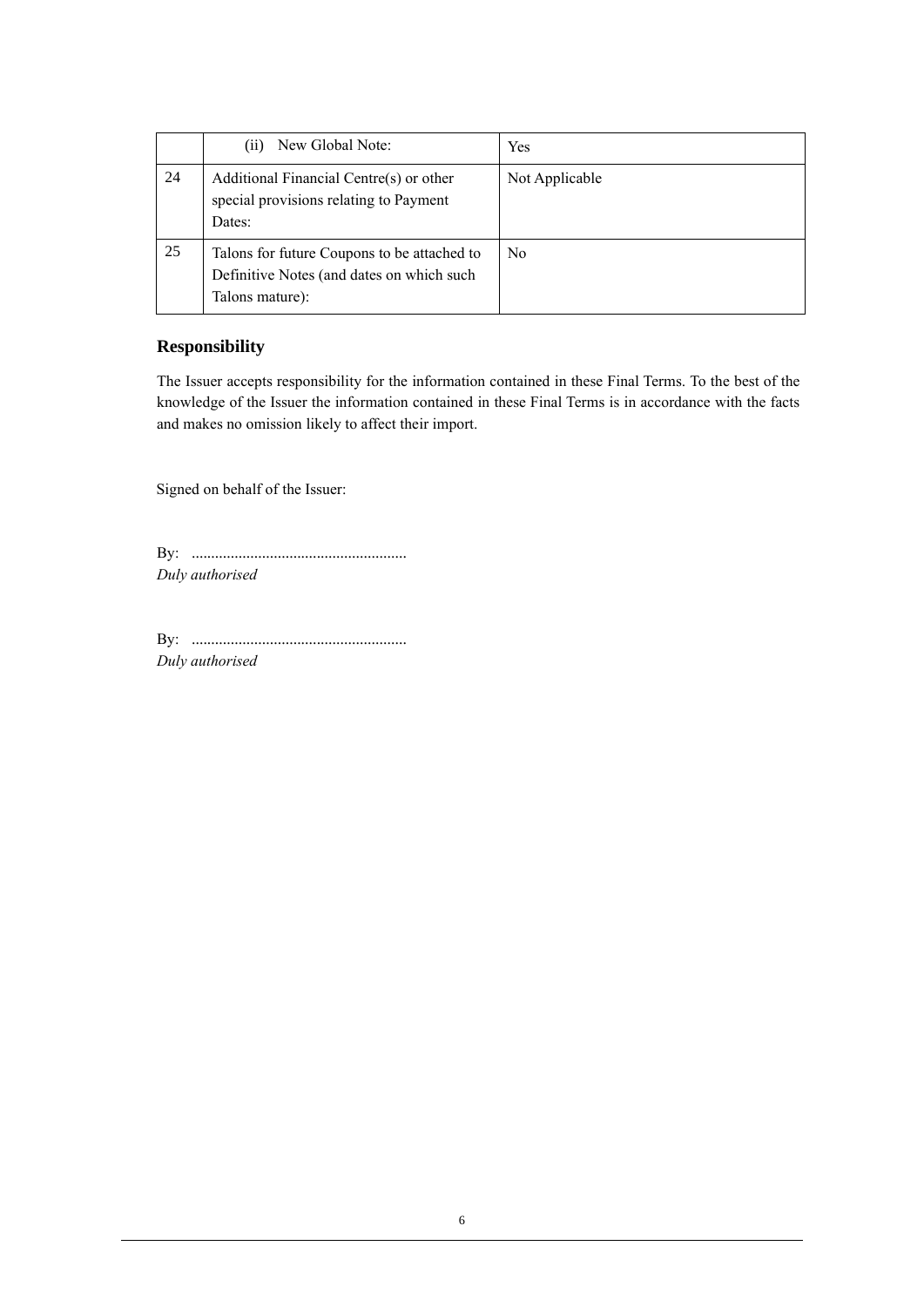| | | |
|---|---|---|
| | (ii) New Global Note: | Yes |
| 24 | Additional Financial Centre(s) or other special provisions relating to Payment Dates: | Not Applicable |
| 25 | Talons for future Coupons to be attached to Definitive Notes (and dates on which such Talons mature): | No |

## Responsibility

The Issuer accepts responsibility for the information contained in these Final Terms. To the best of the knowledge of the Issuer the information contained in these Final Terms is in accordance with the facts and makes no omission likely to affect their import.

Signed on behalf of the Issuer:

By: ......................................................
*Duly authorised*

By: ......................................................
*Duly authorised*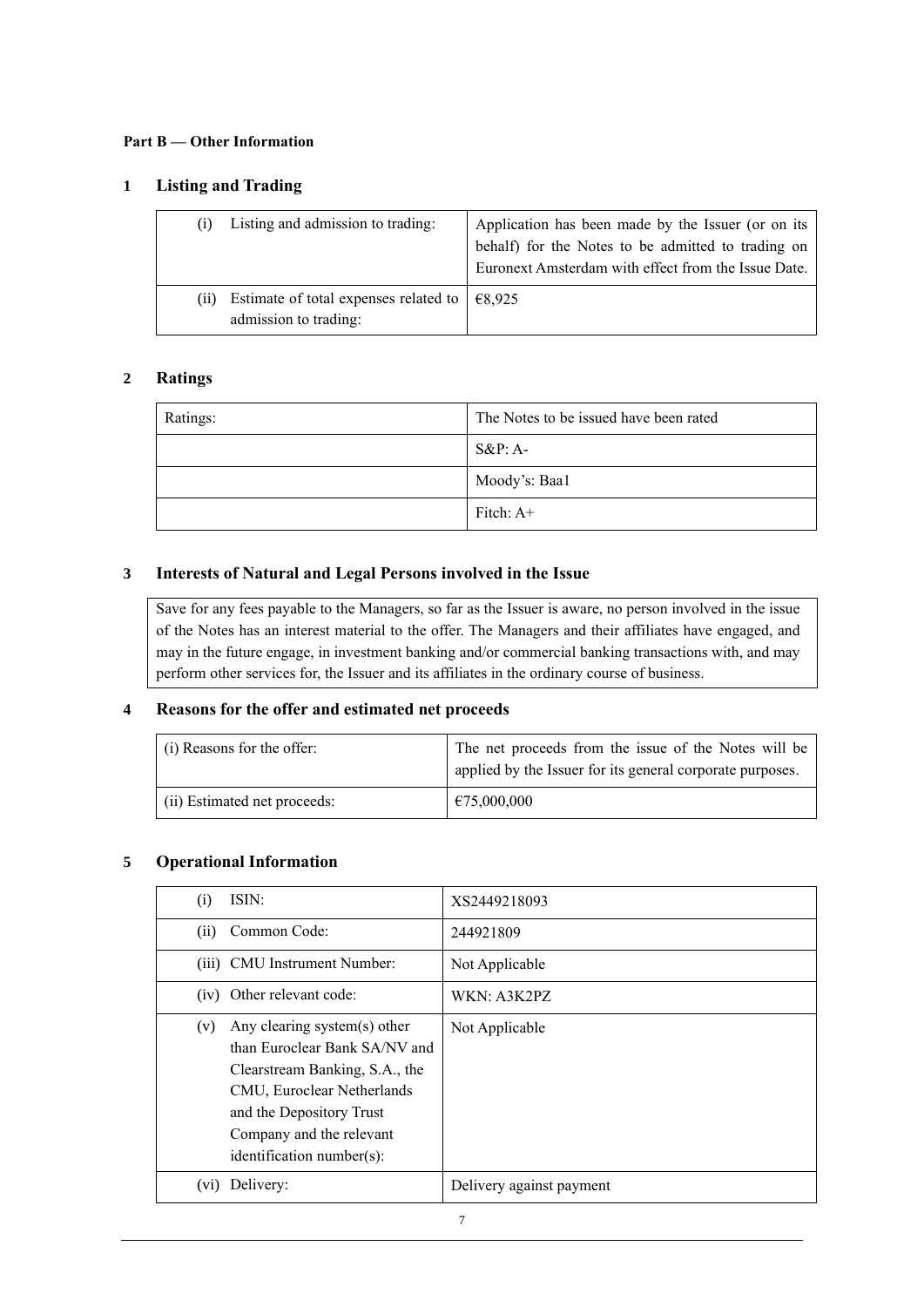**Part B — Other Information**

## 1 Listing and Trading

| | |
|---|---|
| (i) Listing and admission to trading: | Application has been made by the Issuer (or on its behalf) for the Notes to be admitted to trading on Euronext Amsterdam with effect from the Issue Date. |
| (ii) Estimate of total expenses related to admission to trading: | €8,925 |

## 2 Ratings

| | |
|---|---|
| Ratings: | The Notes to be issued have been rated |
| | S&P: A- |
| | Moody's: Baa1 |
| | Fitch: A+ |

## 3 Interests of Natural and Legal Persons involved in the Issue

Save for any fees payable to the Managers, so far as the Issuer is aware, no person involved in the issue of the Notes has an interest material to the offer. The Managers and their affiliates have engaged, and may in the future engage, in investment banking and/or commercial banking transactions with, and may perform other services for, the Issuer and its affiliates in the ordinary course of business.

## 4 Reasons for the offer and estimated net proceeds

| | |
|---|---|
| (i) Reasons for the offer: | The net proceeds from the issue of the Notes will be applied by the Issuer for its general corporate purposes. |
| (ii) Estimated net proceeds: | €75,000,000 |

## 5 Operational Information

| | |
|---|---|
| (i) ISIN: | XS2449218093 |
| (ii) Common Code: | 244921809 |
| (iii) CMU Instrument Number: | Not Applicable |
| (iv) Other relevant code: | WKN: A3K2PZ |
| (v) Any clearing system(s) other than Euroclear Bank SA/NV and Clearstream Banking, S.A., the CMU, Euroclear Netherlands and the Depository Trust Company and the relevant identification number(s): | Not Applicable |
| (vi) Delivery: | Delivery against payment |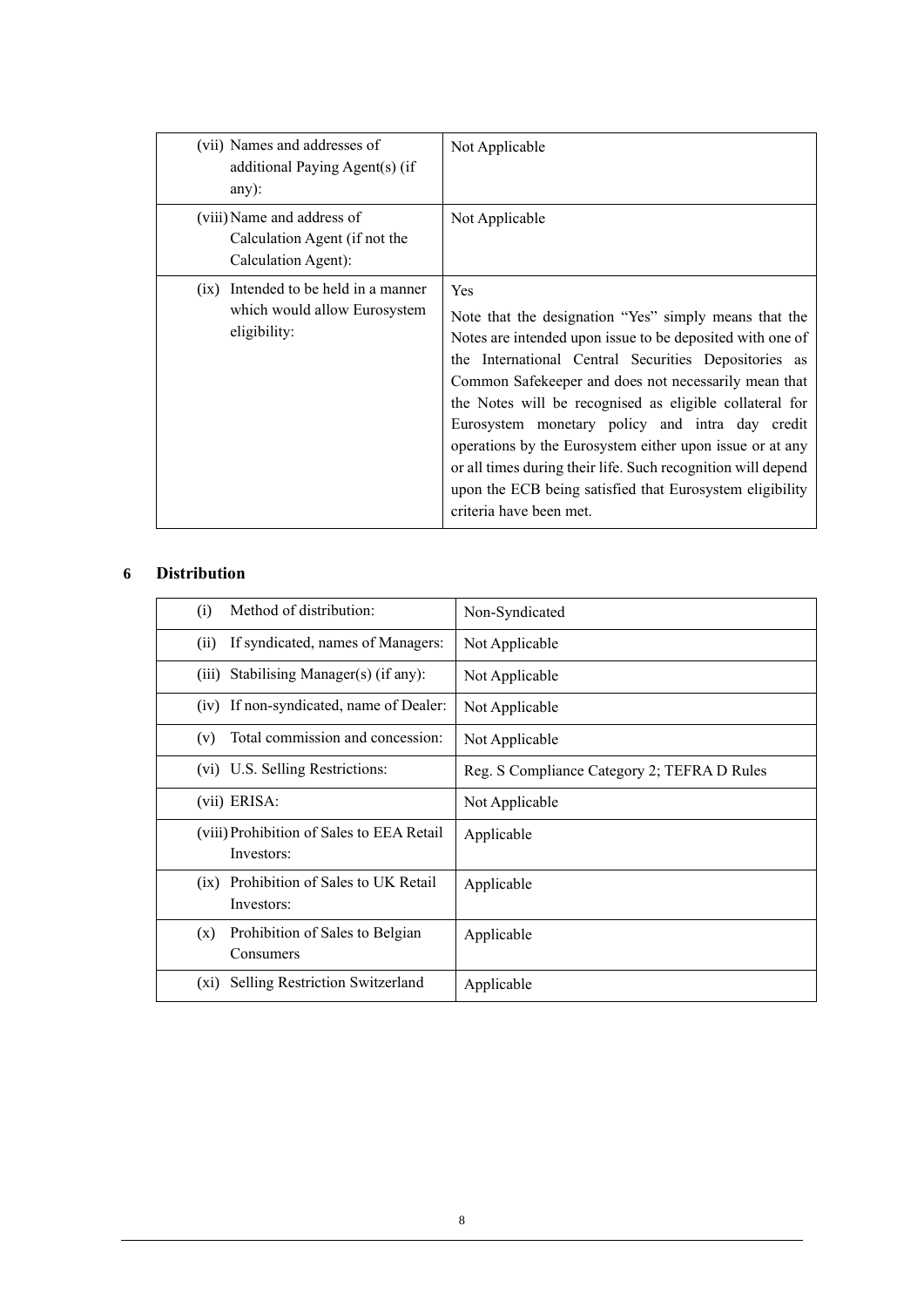| | |
|---|---|
| (vii) Names and addresses of additional Paying Agent(s) (if any): | Not Applicable |
| (viii) Name and address of Calculation Agent (if not the Calculation Agent): | Not Applicable |
| (ix) Intended to be held in a manner which would allow Eurosystem eligibility: | Yes<br><br>Note that the designation "Yes" simply means that the Notes are intended upon issue to be deposited with one of the International Central Securities Depositories as Common Safekeeper and does not necessarily mean that the Notes will be recognised as eligible collateral for Eurosystem monetary policy and intra day credit operations by the Eurosystem either upon issue or at any or all times during their life. Such recognition will depend upon the ECB being satisfied that Eurosystem eligibility criteria have been met. |

## 6 Distribution

| | |
|---|---|
| (i) Method of distribution: | Non-Syndicated |
| (ii) If syndicated, names of Managers: | Not Applicable |
| (iii) Stabilising Manager(s) (if any): | Not Applicable |
| (iv) If non-syndicated, name of Dealer: | Not Applicable |
| (v) Total commission and concession: | Not Applicable |
| (vi) U.S. Selling Restrictions: | Reg. S Compliance Category 2; TEFRA D Rules |
| (vii) ERISA: | Not Applicable |
| (viii) Prohibition of Sales to EEA Retail Investors: | Applicable |
| (ix) Prohibition of Sales to UK Retail Investors: | Applicable |
| (x) Prohibition of Sales to Belgian Consumers | Applicable |
| (xi) Selling Restriction Switzerland | Applicable |